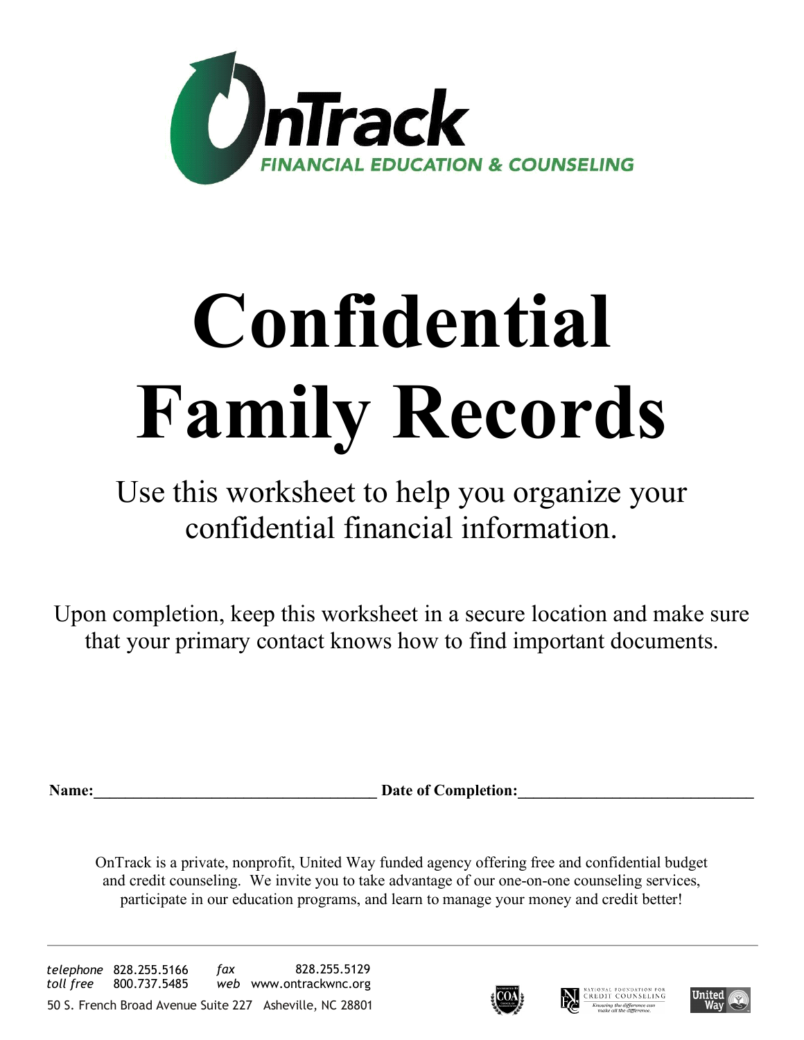OnTrack

FINANCIAL EDUCATION & COUNSELING

# Confidential Family Records

Use this worksheet to help you organize your confidential financial information.

Upon completion, keep this worksheet in a secure location and make sure that your primary contact knows how to find important documents.

**Name:**___________________________________ **Date of Completion:**_____________________________

OnTrack is a private, nonprofit, United Way funded agency offering free and confidential budget and credit counseling. We invite you to take advantage of our one-on-one counseling services, participate in our education programs, and learn to manage your money and credit better!

*telephone* 828.255.5166 *fax* 828.255.5129
*toll free* 800.737.5485 *web* www.ontrackwnc.org

50 S. French Broad Avenue Suite 227 Asheville, NC 28801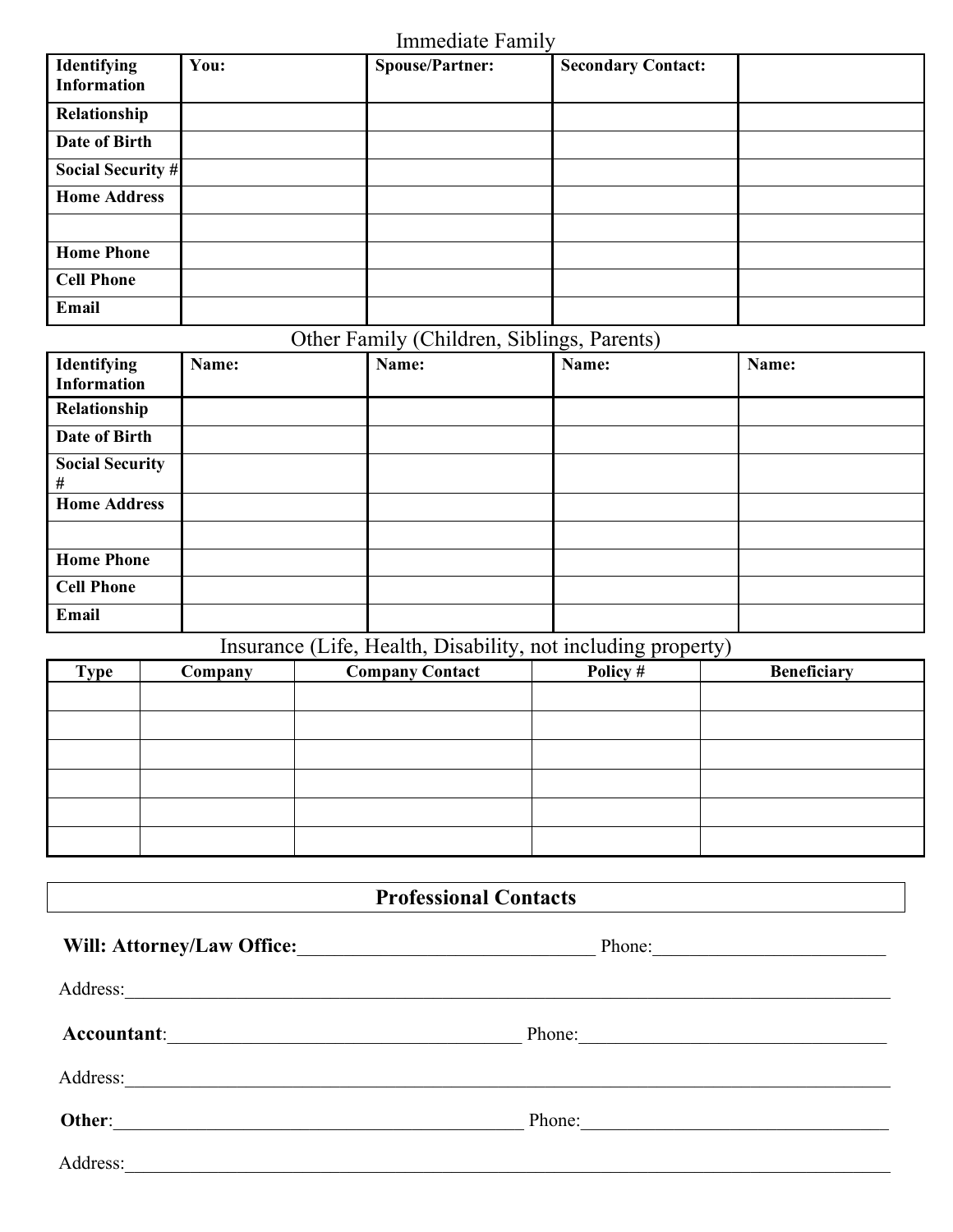## Immediate Family

| Identifying Information | You: | Spouse/Partner: | Secondary Contact: | |
|---|---|---|---|---|
| Relationship | | | | |
| Date of Birth | | | | |
| Social Security # | | | | |
| Home Address | | | | |
| | | | | |
| Home Phone | | | | |
| Cell Phone | | | | |
| Email | | | | |

## Other Family (Children, Siblings, Parents)

| Identifying Information | Name: | Name: | Name: | Name: |
|---|---|---|---|---|
| Relationship | | | | |
| Date of Birth | | | | |
| Social Security # | | | | |
| Home Address | | | | |
| | | | | |
| Home Phone | | | | |
| Cell Phone | | | | |
| Email | | | | |

## Insurance (Life, Health, Disability, not including property)

| Type | Company | Company Contact | Policy # | Beneficiary |
|---|---|---|---|---|
| | | | | |
| | | | | |
| | | | | |
| | | | | |
| | | | | |
| | | | | |

## Professional Contacts

**Will: Attorney/Law Office:**_______________________________ Phone:_________________________

Address:_______________________________________________________________________________

**Accountant**:_____________________________________ Phone:________________________________

Address:_______________________________________________________________________________

**Other**:_____________________________________________ Phone:________________________________

Address:_______________________________________________________________________________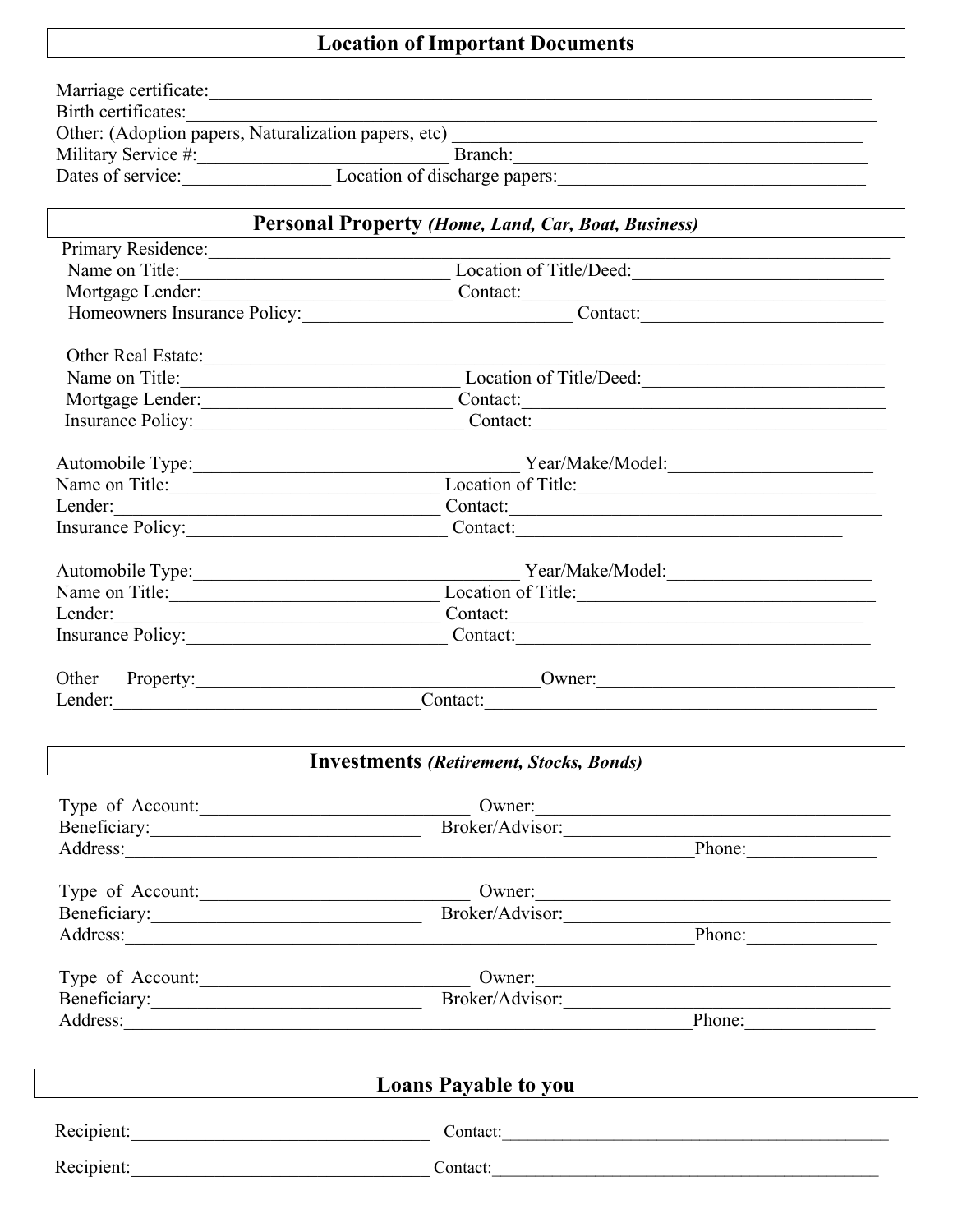## Location of Important Documents

Marriage certificate:\_\_\_\_\_\_\_\_\_\_\_\_\_\_\_\_\_\_\_\_\_\_\_\_\_\_\_\_\_\_\_\_\_\_\_\_\_\_\_\_\_\_\_\_\_\_\_\_\_\_\_\_\_\_\_\_\_\_\_\_\_\_\_\_\_\_\_\_\_\_\_\_\_

Birth certificates:\_\_\_\_\_\_\_\_\_\_\_\_\_\_\_\_\_\_\_\_\_\_\_\_\_\_\_\_\_\_\_\_\_\_\_\_\_\_\_\_\_\_\_\_\_\_\_\_\_\_\_\_\_\_\_\_\_\_\_\_\_\_\_\_\_\_\_\_\_\_\_\_\_\_\_

Other: (Adoption papers, Naturalization papers, etc) \_\_\_\_\_\_\_\_\_\_\_\_\_\_\_\_\_\_\_\_\_\_\_\_\_\_\_\_\_\_\_\_\_\_\_\_\_\_\_\_\_\_\_\_

Military Service #:\_\_\_\_\_\_\_\_\_\_\_\_\_\_\_\_\_\_\_\_\_\_\_\_\_\_\_\_ Branch:\_\_\_\_\_\_\_\_\_\_\_\_\_\_\_\_\_\_\_\_\_\_\_\_\_\_\_\_\_\_\_\_\_\_\_\_\_\_\_\_\_\_

Dates of service:\_\_\_\_\_\_\_\_\_\_\_\_\_\_\_\_\_ Location of discharge papers:\_\_\_\_\_\_\_\_\_\_\_\_\_\_\_\_\_\_\_\_\_\_\_\_\_\_\_\_\_\_\_\_\_\_

## Personal Property *(Home, Land, Car, Boat, Business)*

Primary Residence:\_\_\_\_\_\_\_\_\_\_\_\_\_\_\_\_\_\_\_\_\_\_\_\_\_\_\_\_\_\_\_\_\_\_\_\_\_\_\_\_\_\_\_\_\_\_\_\_\_\_\_\_\_\_\_\_\_\_\_\_\_\_\_\_\_\_\_\_\_\_\_\_\_\_\_\_

Name on Title:\_\_\_\_\_\_\_\_\_\_\_\_\_\_\_\_\_\_\_\_\_\_\_\_\_\_\_\_\_\_ Location of Title/Deed:\_\_\_\_\_\_\_\_\_\_\_\_\_\_\_\_\_\_\_\_\_\_\_\_\_\_\_\_

Mortgage Lender:\_\_\_\_\_\_\_\_\_\_\_\_\_\_\_\_\_\_\_\_\_\_\_\_\_\_\_\_ Contact:\_\_\_\_\_\_\_\_\_\_\_\_\_\_\_\_\_\_\_\_\_\_\_\_\_\_\_\_\_\_\_\_\_\_\_\_\_\_\_\_\_\_

Homeowners Insurance Policy:\_\_\_\_\_\_\_\_\_\_\_\_\_\_\_\_\_\_\_\_\_\_\_\_\_\_\_\_\_\_ Contact:\_\_\_\_\_\_\_\_\_\_\_\_\_\_\_\_\_\_\_\_\_\_\_\_\_\_\_

Other Real Estate:\_\_\_\_\_\_\_\_\_\_\_\_\_\_\_\_\_\_\_\_\_\_\_\_\_\_\_\_\_\_\_\_\_\_\_\_\_\_\_\_\_\_\_\_\_\_\_\_\_\_\_\_\_\_\_\_\_\_\_\_\_\_\_\_\_\_\_\_\_\_\_\_\_\_\_\_

Name on Title:\_\_\_\_\_\_\_\_\_\_\_\_\_\_\_\_\_\_\_\_\_\_\_\_\_\_\_\_\_\_\_ Location of Title/Deed:\_\_\_\_\_\_\_\_\_\_\_\_\_\_\_\_\_\_\_\_\_\_\_\_\_\_\_

Mortgage Lender:\_\_\_\_\_\_\_\_\_\_\_\_\_\_\_\_\_\_\_\_\_\_\_\_\_\_\_\_ Contact:\_\_\_\_\_\_\_\_\_\_\_\_\_\_\_\_\_\_\_\_\_\_\_\_\_\_\_\_\_\_\_\_\_\_\_\_\_\_\_\_\_\_

Insurance Policy:\_\_\_\_\_\_\_\_\_\_\_\_\_\_\_\_\_\_\_\_\_\_\_\_\_\_\_\_\_\_\_ Contact:\_\_\_\_\_\_\_\_\_\_\_\_\_\_\_\_\_\_\_\_\_\_\_\_\_\_\_\_\_\_\_\_\_\_\_\_\_\_\_\_\_

Automobile Type:\_\_\_\_\_\_\_\_\_\_\_\_\_\_\_\_\_\_\_\_\_\_\_\_\_\_\_\_\_\_\_\_\_\_\_\_ Year/Make/Model:\_\_\_\_\_\_\_\_\_\_\_\_\_\_\_\_\_\_\_\_\_\_\_

Name on Title:\_\_\_\_\_\_\_\_\_\_\_\_\_\_\_\_\_\_\_\_\_\_\_\_\_\_\_\_\_\_\_ Location of Title:\_\_\_\_\_\_\_\_\_\_\_\_\_\_\_\_\_\_\_\_\_\_\_\_\_\_\_\_\_\_\_\_\_\_\_

Lender:\_\_\_\_\_\_\_\_\_\_\_\_\_\_\_\_\_\_\_\_\_\_\_\_\_\_\_\_\_\_\_\_\_\_\_\_\_\_ Contact:\_\_\_\_\_\_\_\_\_\_\_\_\_\_\_\_\_\_\_\_\_\_\_\_\_\_\_\_\_\_\_\_\_\_\_\_\_\_\_\_\_\_\_

Insurance Policy:\_\_\_\_\_\_\_\_\_\_\_\_\_\_\_\_\_\_\_\_\_\_\_\_\_\_\_\_\_\_ Contact:\_\_\_\_\_\_\_\_\_\_\_\_\_\_\_\_\_\_\_\_\_\_\_\_\_\_\_\_\_\_\_\_\_\_\_\_\_\_

Automobile Type:\_\_\_\_\_\_\_\_\_\_\_\_\_\_\_\_\_\_\_\_\_\_\_\_\_\_\_\_\_\_\_\_\_\_\_\_ Year/Make/Model:\_\_\_\_\_\_\_\_\_\_\_\_\_\_\_\_\_\_\_\_\_\_\_

Name on Title:\_\_\_\_\_\_\_\_\_\_\_\_\_\_\_\_\_\_\_\_\_\_\_\_\_\_\_\_\_\_\_ Location of Title:\_\_\_\_\_\_\_\_\_\_\_\_\_\_\_\_\_\_\_\_\_\_\_\_\_\_\_\_\_\_\_\_\_\_\_

Lender:\_\_\_\_\_\_\_\_\_\_\_\_\_\_\_\_\_\_\_\_\_\_\_\_\_\_\_\_\_\_\_\_\_\_\_\_\_\_ Contact:\_\_\_\_\_\_\_\_\_\_\_\_\_\_\_\_\_\_\_\_\_\_\_\_\_\_\_\_\_\_\_\_\_\_\_\_\_\_\_\_

Insurance Policy:\_\_\_\_\_\_\_\_\_\_\_\_\_\_\_\_\_\_\_\_\_\_\_\_\_\_\_\_\_\_ Contact:\_\_\_\_\_\_\_\_\_\_\_\_\_\_\_\_\_\_\_\_\_\_\_\_\_\_\_\_\_\_\_\_\_\_\_\_\_\_\_\_\_

Other Property:\_\_\_\_\_\_\_\_\_\_\_\_\_\_\_\_\_\_\_\_\_\_\_\_\_\_\_\_\_\_\_\_\_\_\_\_\_\_\_Owner:\_\_\_\_\_\_\_\_\_\_\_\_\_\_\_\_\_\_\_\_\_\_\_\_\_\_\_\_\_\_\_\_\_\_

Lender:\_\_\_\_\_\_\_\_\_\_\_\_\_\_\_\_\_\_\_\_\_\_\_\_\_\_\_\_\_\_\_\_\_\_\_Contact:\_\_\_\_\_\_\_\_\_\_\_\_\_\_\_\_\_\_\_\_\_\_\_\_\_\_\_\_\_\_\_\_\_\_\_\_\_\_\_\_\_\_\_\_\_\_

## Investments *(Retirement, Stocks, Bonds)*

Type of Account:\_\_\_\_\_\_\_\_\_\_\_\_\_\_\_\_\_\_\_\_\_\_\_\_\_\_\_\_\_\_ Owner:\_\_\_\_\_\_\_\_\_\_\_\_\_\_\_\_\_\_\_\_\_\_\_\_\_\_\_\_\_\_\_\_\_\_\_\_\_\_\_\_\_\_

Beneficiary:\_\_\_\_\_\_\_\_\_\_\_\_\_\_\_\_\_\_\_\_\_\_\_\_\_\_\_\_\_\_ Broker/Advisor:\_\_\_\_\_\_\_\_\_\_\_\_\_\_\_\_\_\_\_\_\_\_\_\_\_\_\_\_\_\_\_\_\_\_\_\_\_\_\_

Address:\_\_\_\_\_\_\_\_\_\_\_\_\_\_\_\_\_\_\_\_\_\_\_\_\_\_\_\_\_\_\_\_\_\_\_\_\_\_\_\_\_\_\_\_\_\_\_\_\_\_\_\_\_\_\_\_\_\_\_\_\_\_\_\_Phone:\_\_\_\_\_\_\_\_\_\_\_\_\_\_\_

Type of Account:\_\_\_\_\_\_\_\_\_\_\_\_\_\_\_\_\_\_\_\_\_\_\_\_\_\_\_\_\_\_ Owner:\_\_\_\_\_\_\_\_\_\_\_\_\_\_\_\_\_\_\_\_\_\_\_\_\_\_\_\_\_\_\_\_\_\_\_\_\_\_\_\_\_\_

Beneficiary:\_\_\_\_\_\_\_\_\_\_\_\_\_\_\_\_\_\_\_\_\_\_\_\_\_\_\_\_\_\_ Broker/Advisor:\_\_\_\_\_\_\_\_\_\_\_\_\_\_\_\_\_\_\_\_\_\_\_\_\_\_\_\_\_\_\_\_\_\_\_\_\_\_\_

Address:\_\_\_\_\_\_\_\_\_\_\_\_\_\_\_\_\_\_\_\_\_\_\_\_\_\_\_\_\_\_\_\_\_\_\_\_\_\_\_\_\_\_\_\_\_\_\_\_\_\_\_\_\_\_\_\_\_\_\_\_\_\_\_\_Phone:\_\_\_\_\_\_\_\_\_\_\_\_\_\_\_

Type of Account:\_\_\_\_\_\_\_\_\_\_\_\_\_\_\_\_\_\_\_\_\_\_\_\_\_\_\_\_\_\_ Owner:\_\_\_\_\_\_\_\_\_\_\_\_\_\_\_\_\_\_\_\_\_\_\_\_\_\_\_\_\_\_\_\_\_\_\_\_\_\_\_\_\_\_

Beneficiary:\_\_\_\_\_\_\_\_\_\_\_\_\_\_\_\_\_\_\_\_\_\_\_\_\_\_\_\_\_\_ Broker/Advisor:\_\_\_\_\_\_\_\_\_\_\_\_\_\_\_\_\_\_\_\_\_\_\_\_\_\_\_\_\_\_\_\_\_\_\_\_\_\_\_

Address:\_\_\_\_\_\_\_\_\_\_\_\_\_\_\_\_\_\_\_\_\_\_\_\_\_\_\_\_\_\_\_\_\_\_\_\_\_\_\_\_\_\_\_\_\_\_\_\_\_\_\_\_\_\_\_\_\_\_\_\_\_\_\_\_Phone:\_\_\_\_\_\_\_\_\_\_\_\_\_\_\_

## Loans Payable to you

Recipient:\_\_\_\_\_\_\_\_\_\_\_\_\_\_\_\_\_\_\_\_\_\_\_\_\_\_\_\_\_\_\_\_\_\_ Contact:\_\_\_\_\_\_\_\_\_\_\_\_\_\_\_\_\_\_\_\_\_\_\_\_\_\_\_\_\_\_\_\_\_\_\_\_\_\_\_\_\_\_\_\_\_\_

Recipient:\_\_\_\_\_\_\_\_\_\_\_\_\_\_\_\_\_\_\_\_\_\_\_\_\_\_\_\_\_\_\_\_\_\_ Contact:\_\_\_\_\_\_\_\_\_\_\_\_\_\_\_\_\_\_\_\_\_\_\_\_\_\_\_\_\_\_\_\_\_\_\_\_\_\_\_\_\_\_\_\_\_\_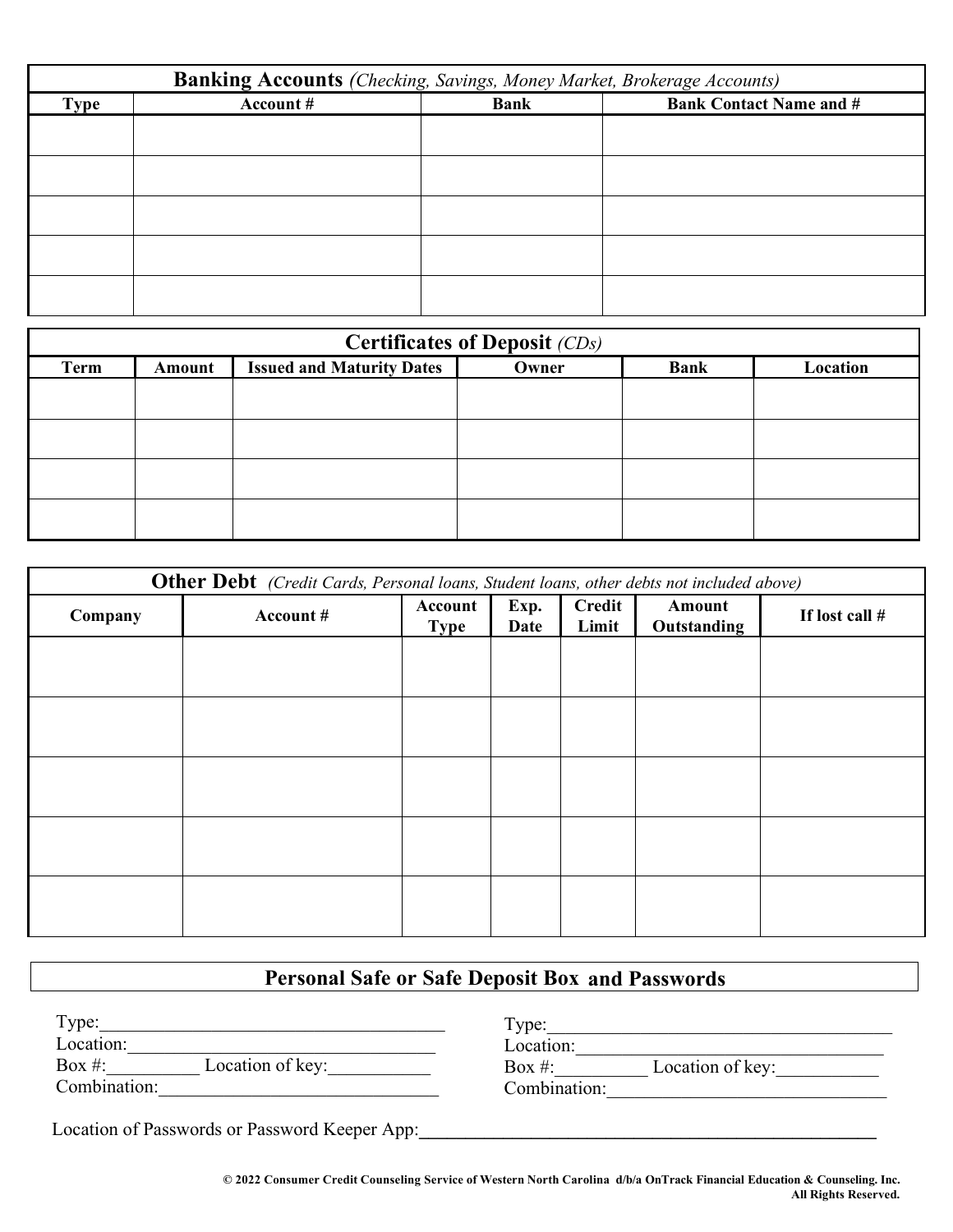| Banking Accounts *(Checking, Savings, Money Market, Brokerage Accounts)* | | | |
|---|---|---|---|
| **Type** | **Account #** | **Bank** | **Bank Contact Name and #** |
| | | | |
| | | | |
| | | | |
| | | | |
| | | | |

| Certificates of Deposit *(CDs)* | | | | | |
|---|---|---|---|---|---|
| **Term** | **Amount** | **Issued and Maturity Dates** | **Owner** | **Bank** | **Location** |
| | | | | | |
| | | | | | |
| | | | | | |
| | | | | | |

| Other Debt *(Credit Cards, Personal loans, Student loans, other debts not included above)* | | | | | | |
|---|---|---|---|---|---|---|
| **Company** | **Account #** | **Account Type** | **Exp. Date** | **Credit Limit** | **Amount Outstanding** | **If lost call #** |
| | | | | | | |
| | | | | | | |
| | | | | | | |
| | | | | | | |
| | | | | | | |

## Personal Safe or Safe Deposit Box and Passwords

Type:______________________________________
Location:___________________________________
Box #:__________ Location of key:___________
Combination:______________________________

Type:______________________________________
Location:___________________________________
Box #:__________ Location of key:___________
Combination:______________________________

Location of Passwords or Password Keeper App:___________________________________________________

© 2022 Consumer Credit Counseling Service of Western North Carolina d/b/a OnTrack Financial Education & Counseling. Inc. All Rights Reserved.